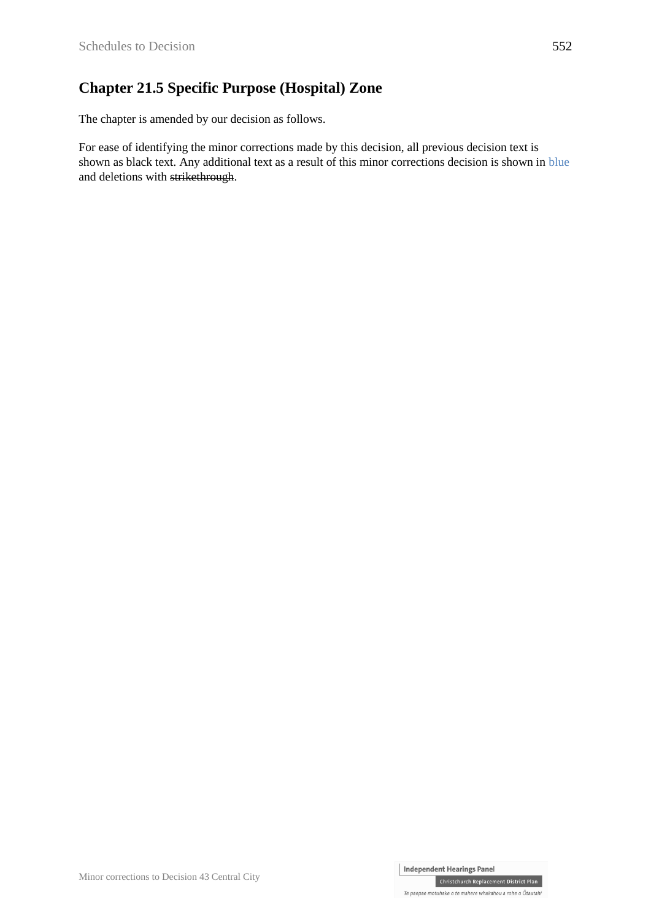## Chapter 21.5 Specific Purpose (Hospital) Zone

The chapter is amended by our decision as follows.

For ease of identifying the minor corrections made by this decision, all previous decision text is shown as black text. Any additional text as a result of this minor corrections decision is shown in blue and deletions with ~~strikethrough~~.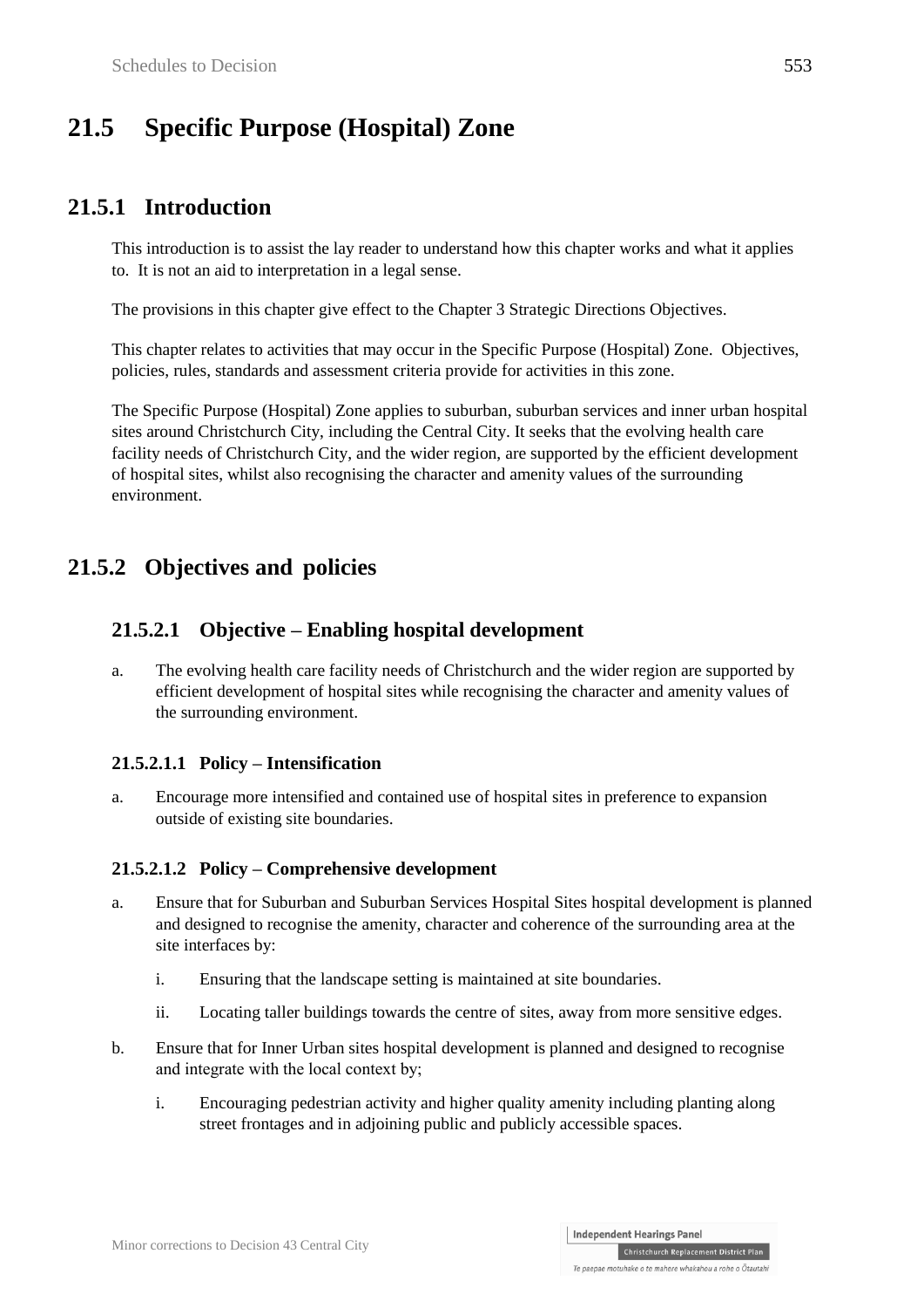# 21.5 Specific Purpose (Hospital) Zone

## 21.5.1 Introduction

This introduction is to assist the lay reader to understand how this chapter works and what it applies to. It is not an aid to interpretation in a legal sense.

The provisions in this chapter give effect to the Chapter 3 Strategic Directions Objectives.

This chapter relates to activities that may occur in the Specific Purpose (Hospital) Zone. Objectives, policies, rules, standards and assessment criteria provide for activities in this zone.

The Specific Purpose (Hospital) Zone applies to suburban, suburban services and inner urban hospital sites around Christchurch City, including the Central City. It seeks that the evolving health care facility needs of Christchurch City, and the wider region, are supported by the efficient development of hospital sites, whilst also recognising the character and amenity values of the surrounding environment.

## 21.5.2 Objectives and policies

### 21.5.2.1 Objective – Enabling hospital development

a. The evolving health care facility needs of Christchurch and the wider region are supported by efficient development of hospital sites while recognising the character and amenity values of the surrounding environment.

#### 21.5.2.1.1 Policy – Intensification

a. Encourage more intensified and contained use of hospital sites in preference to expansion outside of existing site boundaries.

#### 21.5.2.1.2 Policy – Comprehensive development

a. Ensure that for Suburban and Suburban Services Hospital Sites hospital development is planned and designed to recognise the amenity, character and coherence of the surrounding area at the site interfaces by:

   i. Ensuring that the landscape setting is maintained at site boundaries.

   ii. Locating taller buildings towards the centre of sites, away from more sensitive edges.

b. Ensure that for Inner Urban sites hospital development is planned and designed to recognise and integrate with the local context by;

   i. Encouraging pedestrian activity and higher quality amenity including planting along street frontages and in adjoining public and publicly accessible spaces.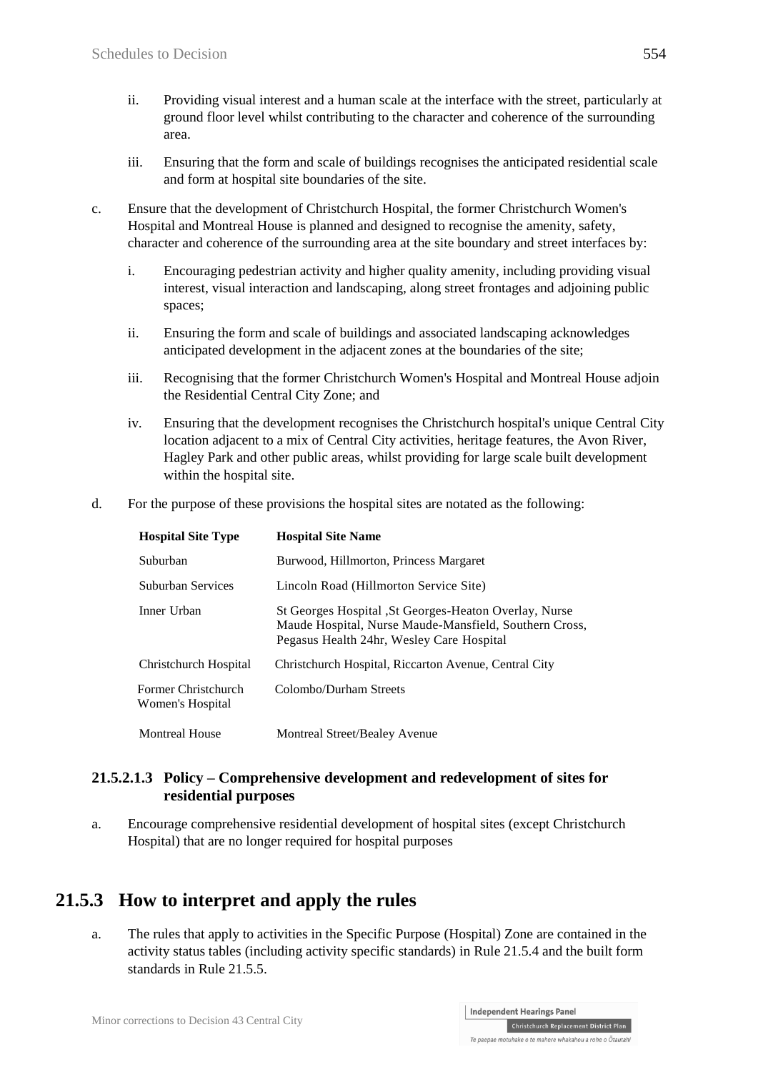ii. Providing visual interest and a human scale at the interface with the street, particularly at ground floor level whilst contributing to the character and coherence of the surrounding area.

   iii. Ensuring that the form and scale of buildings recognises the anticipated residential scale and form at hospital site boundaries of the site.

c. Ensure that the development of Christchurch Hospital, the former Christchurch Women's Hospital and Montreal House is planned and designed to recognise the amenity, safety, character and coherence of the surrounding area at the site boundary and street interfaces by:

   i. Encouraging pedestrian activity and higher quality amenity, including providing visual interest, visual interaction and landscaping, along street frontages and adjoining public spaces;

   ii. Ensuring the form and scale of buildings and associated landscaping acknowledges anticipated development in the adjacent zones at the boundaries of the site;

   iii. Recognising that the former Christchurch Women's Hospital and Montreal House adjoin the Residential Central City Zone; and

   iv. Ensuring that the development recognises the Christchurch hospital's unique Central City location adjacent to a mix of Central City activities, heritage features, the Avon River, Hagley Park and other public areas, whilst providing for large scale built development within the hospital site.

d. For the purpose of these provisions the hospital sites are notated as the following:

| Hospital Site Type | Hospital Site Name |
|---|---|
| Suburban | Burwood, Hillmorton, Princess Margaret |
| Suburban Services | Lincoln Road (Hillmorton Service Site) |
| Inner Urban | St Georges Hospital ,St Georges-Heaton Overlay, Nurse Maude Hospital, Nurse Maude-Mansfield, Southern Cross, Pegasus Health 24hr, Wesley Care Hospital |
| Christchurch Hospital | Christchurch Hospital, Riccarton Avenue, Central City |
| Former Christchurch Women's Hospital | Colombo/Durham Streets |
| Montreal House | Montreal Street/Bealey Avenue |

### 21.5.2.1.3 Policy – Comprehensive development and redevelopment of sites for residential purposes

a. Encourage comprehensive residential development of hospital sites (except Christchurch Hospital) that are no longer required for hospital purposes

## 21.5.3 How to interpret and apply the rules

a. The rules that apply to activities in the Specific Purpose (Hospital) Zone are contained in the activity status tables (including activity specific standards) in Rule 21.5.4 and the built form standards in Rule 21.5.5.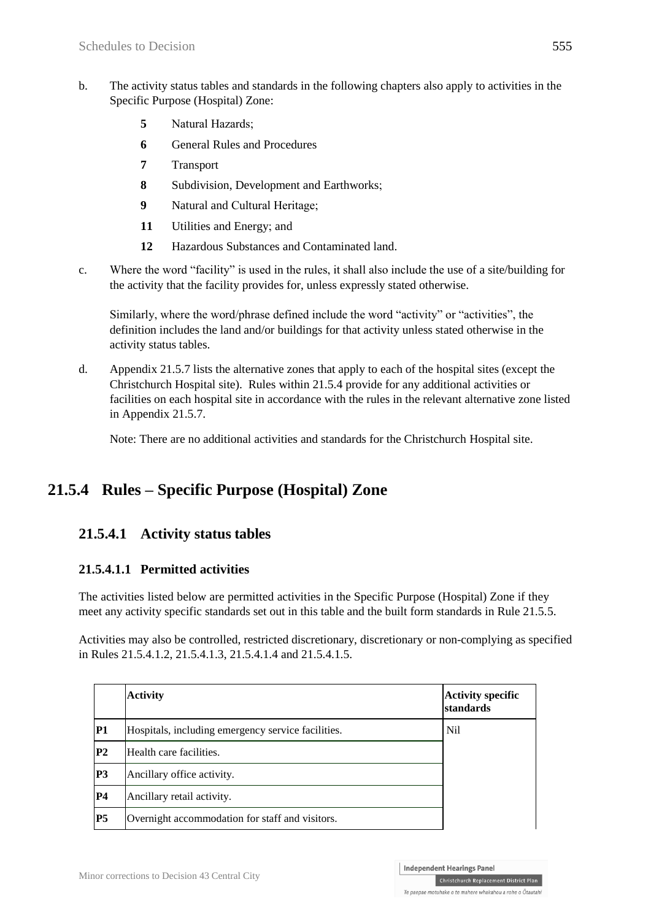b. The activity status tables and standards in the following chapters also apply to activities in the Specific Purpose (Hospital) Zone:

   - **5** Natural Hazards;
   - **6** General Rules and Procedures
   - **7** Transport
   - **8** Subdivision, Development and Earthworks;
   - **9** Natural and Cultural Heritage;
   - **11** Utilities and Energy; and
   - **12** Hazardous Substances and Contaminated land.

c. Where the word "facility" is used in the rules, it shall also include the use of a site/building for the activity that the facility provides for, unless expressly stated otherwise.

   Similarly, where the word/phrase defined include the word "activity" or "activities", the definition includes the land and/or buildings for that activity unless stated otherwise in the activity status tables.

d. Appendix 21.5.7 lists the alternative zones that apply to each of the hospital sites (except the Christchurch Hospital site). Rules within 21.5.4 provide for any additional activities or facilities on each hospital site in accordance with the rules in the relevant alternative zone listed in Appendix 21.5.7.

   Note: There are no additional activities and standards for the Christchurch Hospital site.

# 21.5.4 Rules – Specific Purpose (Hospital) Zone

## 21.5.4.1 Activity status tables

### 21.5.4.1.1 Permitted activities

The activities listed below are permitted activities in the Specific Purpose (Hospital) Zone if they meet any activity specific standards set out in this table and the built form standards in Rule 21.5.5.

Activities may also be controlled, restricted discretionary, discretionary or non-complying as specified in Rules 21.5.4.1.2, 21.5.4.1.3, 21.5.4.1.4 and 21.5.4.1.5.

| | **Activity** | **Activity specific standards** |
|---|---|---|
| **P1** | Hospitals, including emergency service facilities. | Nil |
| **P2** | Health care facilities. | |
| **P3** | Ancillary office activity. | |
| **P4** | Ancillary retail activity. | |
| **P5** | Overnight accommodation for staff and visitors. | |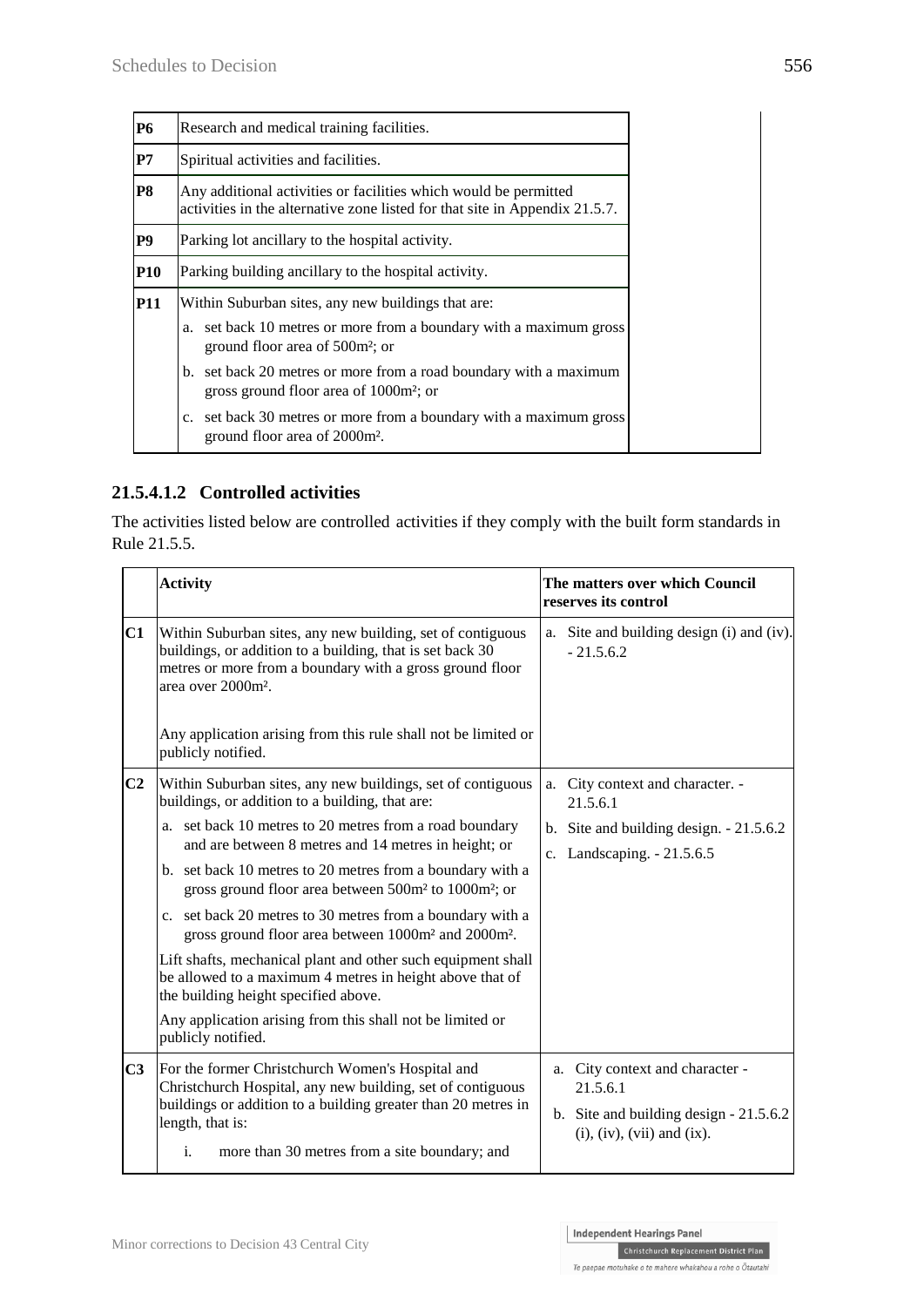| | |
|---|---|
| **P6** | Research and medical training facilities. |
| **P7** | Spiritual activities and facilities. |
| **P8** | Any additional activities or facilities which would be permitted activities in the alternative zone listed for that site in Appendix 21.5.7. |
| **P9** | Parking lot ancillary to the hospital activity. |
| **P10** | Parking building ancillary to the hospital activity. |
| **P11** | Within Suburban sites, any new buildings that are:<br>a. set back 10 metres or more from a boundary with a maximum gross ground floor area of 500m²; or<br>b. set back 20 metres or more from a road boundary with a maximum gross ground floor area of 1000m²; or<br>c. set back 30 metres or more from a boundary with a maximum gross ground floor area of 2000m². |

### 21.5.4.1.2 Controlled activities

The activities listed below are controlled activities if they comply with the built form standards in Rule 21.5.5.

| | Activity | The matters over which Council reserves its control |
|---|---|---|
| **C1** | Within Suburban sites, any new building, set of contiguous buildings, or addition to a building, that is set back 30 metres or more from a boundary with a gross ground floor area over 2000m².<br><br>Any application arising from this rule shall not be limited or publicly notified. | a. Site and building design (i) and (iv). - 21.5.6.2 |
| **C2** | Within Suburban sites, any new buildings, set of contiguous buildings, or addition to a building, that are:<br>a. set back 10 metres to 20 metres from a road boundary and are between 8 metres and 14 metres in height; or<br>b. set back 10 metres to 20 metres from a boundary with a gross ground floor area between 500m² to 1000m²; or<br>c. set back 20 metres to 30 metres from a boundary with a gross ground floor area between 1000m² and 2000m².<br>Lift shafts, mechanical plant and other such equipment shall be allowed to a maximum 4 metres in height above that of the building height specified above.<br>Any application arising from this shall not be limited or publicly notified. | a. City context and character. - 21.5.6.1<br>b. Site and building design. - 21.5.6.2<br>c. Landscaping. - 21.5.6.5 |
| **C3** | For the former Christchurch Women's Hospital and Christchurch Hospital, any new building, set of contiguous buildings or addition to a building greater than 20 metres in length, that is:<br>i. more than 30 metres from a site boundary; and | a. City context and character - 21.5.6.1<br>b. Site and building design - 21.5.6.2 (i), (iv), (vii) and (ix). |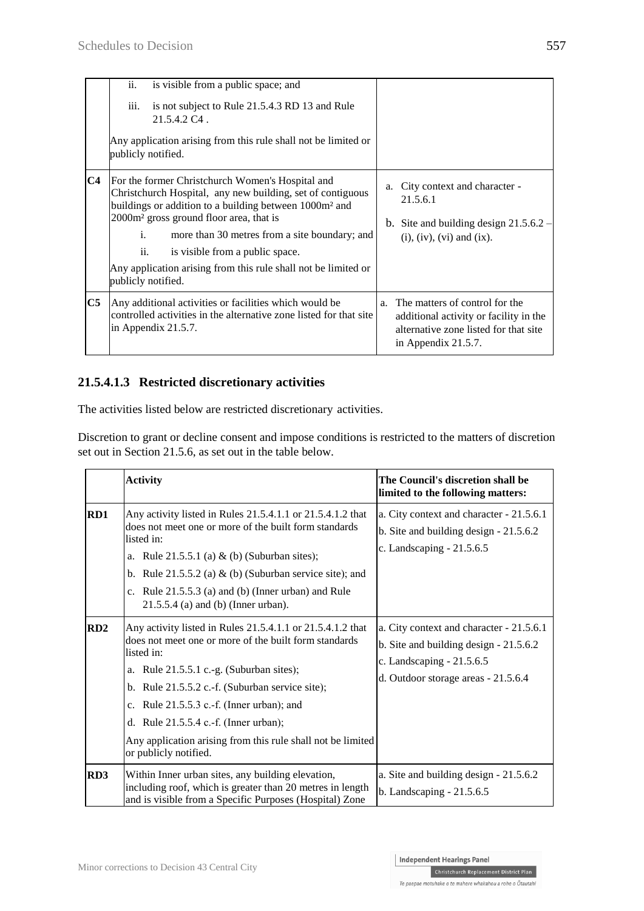| | | |
|---|---|---|
| | ii. is visible from a public space; and<br>iii. is not subject to Rule 21.5.4.3 RD 13 and Rule 21.5.4.2 C4 .<br>Any application arising from this rule shall not be limited or publicly notified. | |
| **C4** | For the former Christchurch Women's Hospital and Christchurch Hospital, any new building, set of contiguous buildings or addition to a building between 1000m² and 2000m² gross ground floor area, that is<br>i. more than 30 metres from a site boundary; and<br>ii. is visible from a public space.<br>Any application arising from this rule shall not be limited or publicly notified. | a. City context and character - 21.5.6.1<br>b. Site and building design 21.5.6.2 – (i), (iv), (vi) and (ix). |
| **C5** | Any additional activities or facilities which would be controlled activities in the alternative zone listed for that site in Appendix 21.5.7. | a. The matters of control for the additional activity or facility in the alternative zone listed for that site in Appendix 21.5.7. |

### 21.5.4.1.3 Restricted discretionary activities

The activities listed below are restricted discretionary activities.

Discretion to grant or decline consent and impose conditions is restricted to the matters of discretion set out in Section 21.5.6, as set out in the table below.

| | Activity | The Council's discretion shall be limited to the following matters: |
|---|---|---|
| **RD1** | Any activity listed in Rules 21.5.4.1.1 or 21.5.4.1.2 that does not meet one or more of the built form standards listed in:<br>a. Rule 21.5.5.1 (a) & (b) (Suburban sites);<br>b. Rule 21.5.5.2 (a) & (b) (Suburban service site); and<br>c. Rule 21.5.5.3 (a) and (b) (Inner urban) and Rule 21.5.5.4 (a) and (b) (Inner urban). | a. City context and character - 21.5.6.1<br>b. Site and building design - 21.5.6.2<br>c. Landscaping - 21.5.6.5 |
| **RD2** | Any activity listed in Rules 21.5.4.1.1 or 21.5.4.1.2 that does not meet one or more of the built form standards listed in:<br>a. Rule 21.5.5.1 c.-g. (Suburban sites);<br>b. Rule 21.5.5.2 c.-f. (Suburban service site);<br>c. Rule 21.5.5.3 c.-f. (Inner urban); and<br>d. Rule 21.5.5.4 c.-f. (Inner urban);<br>Any application arising from this rule shall not be limited or publicly notified. | a. City context and character - 21.5.6.1<br>b. Site and building design - 21.5.6.2<br>c. Landscaping - 21.5.6.5<br>d. Outdoor storage areas - 21.5.6.4 |
| **RD3** | Within Inner urban sites, any building elevation, including roof, which is greater than 20 metres in length and is visible from a Specific Purposes (Hospital) Zone | a. Site and building design - 21.5.6.2<br>b. Landscaping - 21.5.6.5 |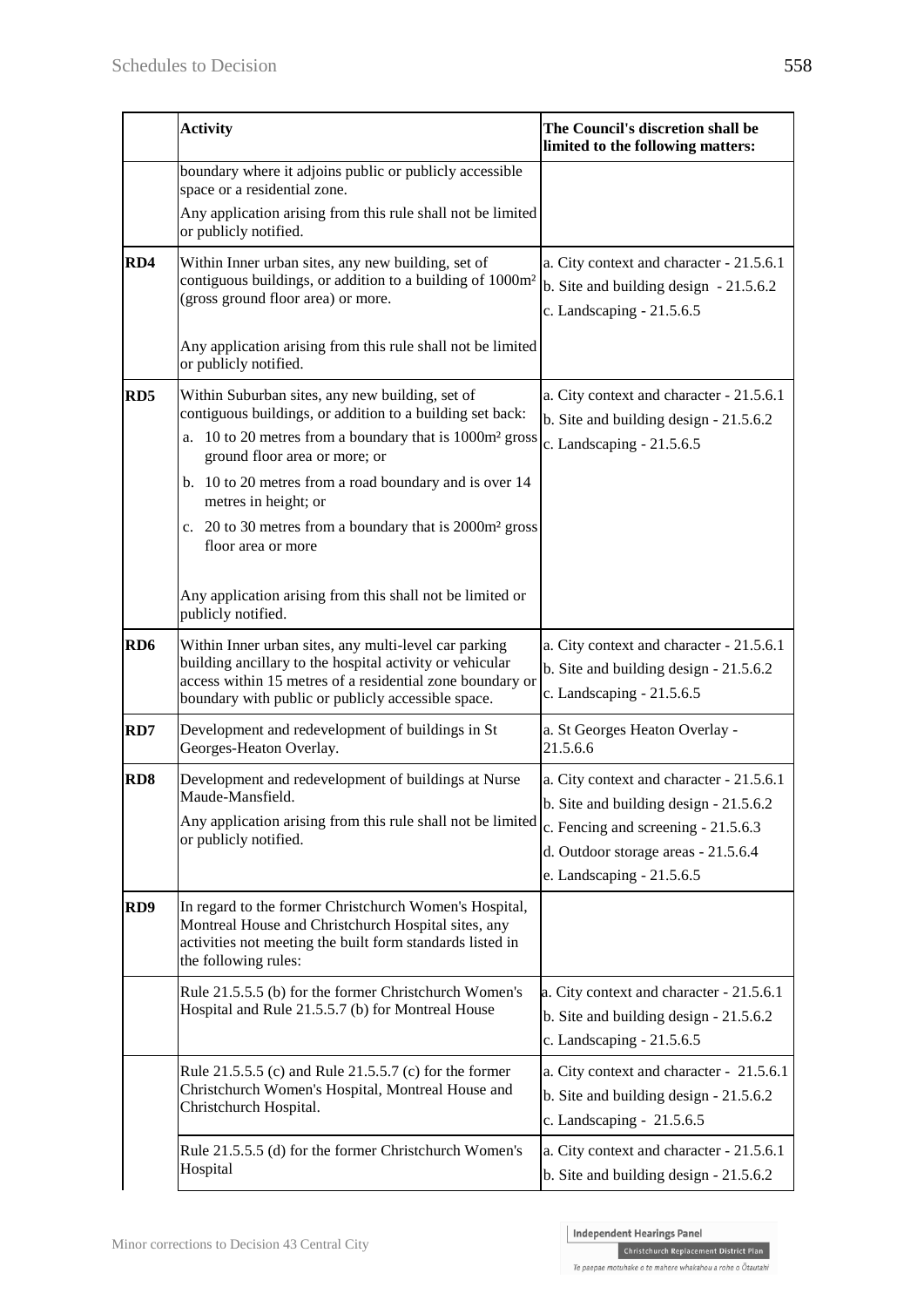| | Activity | The Council's discretion shall be limited to the following matters: |
|---|---|---|
| | boundary where it adjoins public or publicly accessible space or a residential zone.<br><br>Any application arising from this rule shall not be limited or publicly notified. | |
| **RD4** | Within Inner urban sites, any new building, set of contiguous buildings, or addition to a building of 1000m² (gross ground floor area) or more.<br><br>Any application arising from this rule shall not be limited or publicly notified. | a. City context and character - 21.5.6.1<br>b. Site and building design - 21.5.6.2<br>c. Landscaping - 21.5.6.5 |
| **RD5** | Within Suburban sites, any new building, set of contiguous buildings, or addition to a building set back:<br>a. 10 to 20 metres from a boundary that is 1000m² gross ground floor area or more; or<br>b. 10 to 20 metres from a road boundary and is over 14 metres in height; or<br>c. 20 to 30 metres from a boundary that is 2000m² gross floor area or more<br><br>Any application arising from this shall not be limited or publicly notified. | a. City context and character - 21.5.6.1<br>b. Site and building design - 21.5.6.2<br>c. Landscaping - 21.5.6.5 |
| **RD6** | Within Inner urban sites, any multi-level car parking building ancillary to the hospital activity or vehicular access within 15 metres of a residential zone boundary or boundary with public or publicly accessible space. | a. City context and character - 21.5.6.1<br>b. Site and building design - 21.5.6.2<br>c. Landscaping - 21.5.6.5 |
| **RD7** | Development and redevelopment of buildings in St Georges-Heaton Overlay. | a. St Georges Heaton Overlay - 21.5.6.6 |
| **RD8** | Development and redevelopment of buildings at Nurse Maude-Mansfield.<br><br>Any application arising from this rule shall not be limited or publicly notified. | a. City context and character - 21.5.6.1<br>b. Site and building design - 21.5.6.2<br>c. Fencing and screening - 21.5.6.3<br>d. Outdoor storage areas - 21.5.6.4<br>e. Landscaping - 21.5.6.5 |
| **RD9** | In regard to the former Christchurch Women's Hospital, Montreal House and Christchurch Hospital sites, any activities not meeting the built form standards listed in the following rules: | |
| | Rule 21.5.5.5 (b) for the former Christchurch Women's Hospital and Rule 21.5.5.7 (b) for Montreal House | a. City context and character - 21.5.6.1<br>b. Site and building design - 21.5.6.2<br>c. Landscaping - 21.5.6.5 |
| | Rule 21.5.5.5 (c) and Rule 21.5.5.7 (c) for the former Christchurch Women's Hospital, Montreal House and Christchurch Hospital. | a. City context and character - 21.5.6.1<br>b. Site and building design - 21.5.6.2<br>c. Landscaping - 21.5.6.5 |
| | Rule 21.5.5.5 (d) for the former Christchurch Women's Hospital | a. City context and character - 21.5.6.1<br>b. Site and building design - 21.5.6.2 |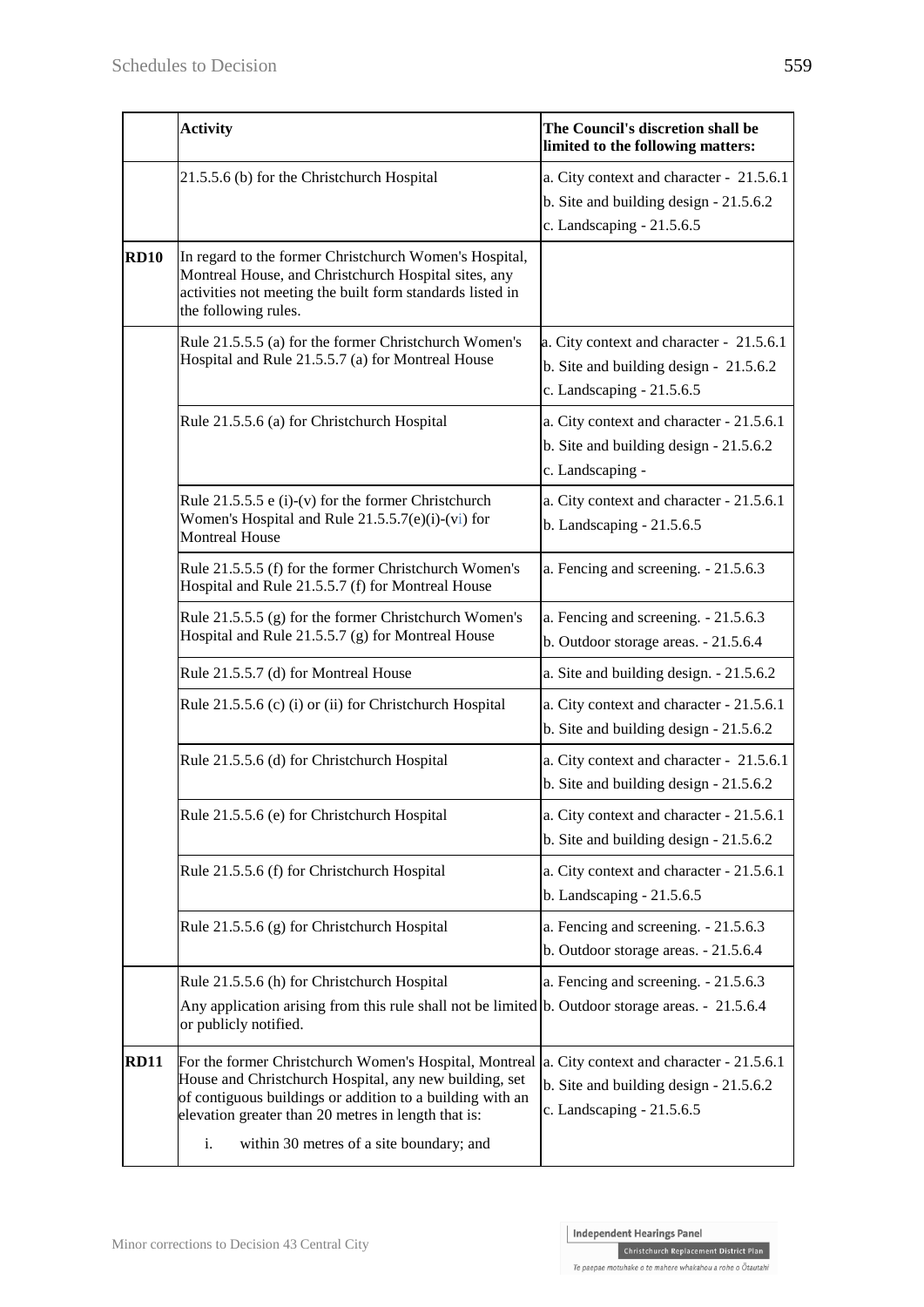| | Activity | The Council's discretion shall be limited to the following matters: |
|---|---|---|
| | 21.5.5.6 (b) for the Christchurch Hospital | a. City context and character - 21.5.6.1<br>b. Site and building design - 21.5.6.2<br>c. Landscaping - 21.5.6.5 |
| **RD10** | In regard to the former Christchurch Women's Hospital, Montreal House, and Christchurch Hospital sites, any activities not meeting the built form standards listed in the following rules. | |
| | Rule 21.5.5.5 (a) for the former Christchurch Women's Hospital and Rule 21.5.5.7 (a) for Montreal House | a. City context and character - 21.5.6.1<br>b. Site and building design - 21.5.6.2<br>c. Landscaping - 21.5.6.5 |
| | Rule 21.5.5.6 (a) for Christchurch Hospital | a. City context and character - 21.5.6.1<br>b. Site and building design - 21.5.6.2<br>c. Landscaping - |
| | Rule 21.5.5.5 e (i)-(v) for the former Christchurch Women's Hospital and Rule 21.5.5.7(e)(i)-(vi) for Montreal House | a. City context and character - 21.5.6.1<br>b. Landscaping - 21.5.6.5 |
| | Rule 21.5.5.5 (f) for the former Christchurch Women's Hospital and Rule 21.5.5.7 (f) for Montreal House | a. Fencing and screening. - 21.5.6.3 |
| | Rule 21.5.5.5 (g) for the former Christchurch Women's Hospital and Rule 21.5.5.7 (g) for Montreal House | a. Fencing and screening. - 21.5.6.3<br>b. Outdoor storage areas. - 21.5.6.4 |
| | Rule 21.5.5.7 (d) for Montreal House | a. Site and building design. - 21.5.6.2 |
| | Rule 21.5.5.6 (c) (i) or (ii) for Christchurch Hospital | a. City context and character - 21.5.6.1<br>b. Site and building design - 21.5.6.2 |
| | Rule 21.5.5.6 (d) for Christchurch Hospital | a. City context and character - 21.5.6.1<br>b. Site and building design - 21.5.6.2 |
| | Rule 21.5.5.6 (e) for Christchurch Hospital | a. City context and character - 21.5.6.1<br>b. Site and building design - 21.5.6.2 |
| | Rule 21.5.5.6 (f) for Christchurch Hospital | a. City context and character - 21.5.6.1<br>b. Landscaping - 21.5.6.5 |
| | Rule 21.5.5.6 (g) for Christchurch Hospital | a. Fencing and screening. - 21.5.6.3<br>b. Outdoor storage areas. - 21.5.6.4 |
| | Rule 21.5.5.6 (h) for Christchurch Hospital<br>Any application arising from this rule shall not be limited or publicly notified. | a. Fencing and screening. - 21.5.6.3<br>b. Outdoor storage areas. - 21.5.6.4 |
| **RD11** | For the former Christchurch Women's Hospital, Montreal House and Christchurch Hospital, any new building, set of contiguous buildings or addition to a building with an elevation greater than 20 metres in length that is:<br>i. within 30 metres of a site boundary; and | a. City context and character - 21.5.6.1<br>b. Site and building design - 21.5.6.2<br>c. Landscaping - 21.5.6.5 |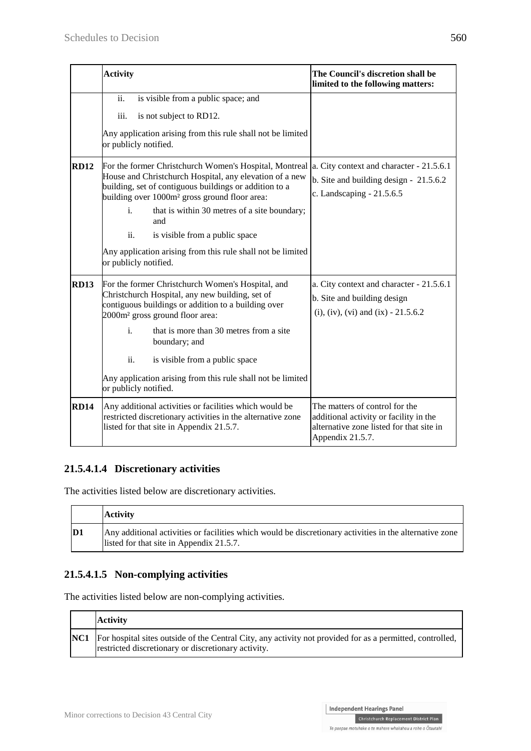| | Activity | The Council's discretion shall be limited to the following matters: |
|---|---|---|
| | ii. is visible from a public space; and<br><br>iii. is not subject to RD12.<br><br>Any application arising from this rule shall not be limited or publicly notified. | |
| **RD12** | For the former Christchurch Women's Hospital, Montreal House and Christchurch Hospital, any elevation of a new building, set of contiguous buildings or addition to a building over 1000m² gross ground floor area:<br><br>i. that is within 30 metres of a site boundary; and<br><br>ii. is visible from a public space<br><br>Any application arising from this rule shall not be limited or publicly notified. | a. City context and character - 21.5.6.1<br><br>b. Site and building design - 21.5.6.2<br><br>c. Landscaping - 21.5.6.5 |
| **RD13** | For the former Christchurch Women's Hospital, and Christchurch Hospital, any new building, set of contiguous buildings or addition to a building over 2000m² gross ground floor area:<br><br>i. that is more than 30 metres from a site boundary; and<br><br>ii. is visible from a public space<br><br>Any application arising from this rule shall not be limited or publicly notified. | a. City context and character - 21.5.6.1<br><br>b. Site and building design<br><br>(i), (iv), (vi) and (ix) - 21.5.6.2 |
| **RD14** | Any additional activities or facilities which would be restricted discretionary activities in the alternative zone listed for that site in Appendix 21.5.7. | The matters of control for the additional activity or facility in the alternative zone listed for that site in Appendix 21.5.7. |

### 21.5.4.1.4 Discretionary activities

The activities listed below are discretionary activities.

| | Activity |
|---|---|
| **D1** | Any additional activities or facilities which would be discretionary activities in the alternative zone listed for that site in Appendix 21.5.7. |

### 21.5.4.1.5 Non-complying activities

The activities listed below are non-complying activities.

| | Activity |
|---|---|
| **NC1** | For hospital sites outside of the Central City, any activity not provided for as a permitted, controlled, restricted discretionary or discretionary activity. |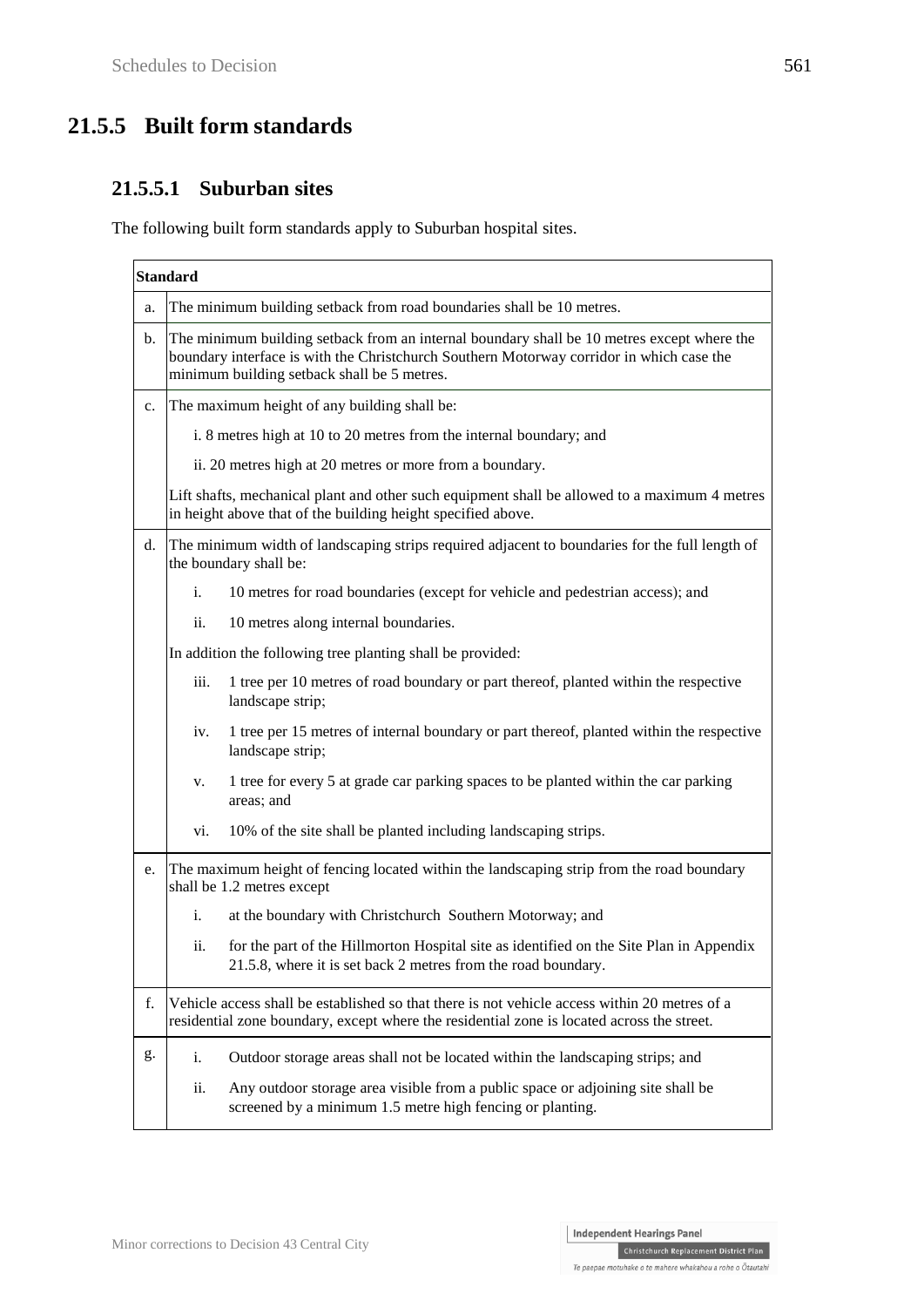## 21.5.5 Built form standards

### 21.5.5.1 Suburban sites

The following built form standards apply to Suburban hospital sites.

| | Standard |
|---|---|
| a. | The minimum building setback from road boundaries shall be 10 metres. |
| b. | The minimum building setback from an internal boundary shall be 10 metres except where the boundary interface is with the Christchurch Southern Motorway corridor in which case the minimum building setback shall be 5 metres. |
| c. | The maximum height of any building shall be:<br>i. 8 metres high at 10 to 20 metres from the internal boundary; and<br>ii. 20 metres high at 20 metres or more from a boundary.<br>Lift shafts, mechanical plant and other such equipment shall be allowed to a maximum 4 metres in height above that of the building height specified above. |
| d. | The minimum width of landscaping strips required adjacent to boundaries for the full length of the boundary shall be:<br>i. 10 metres for road boundaries (except for vehicle and pedestrian access); and<br>ii. 10 metres along internal boundaries.<br>In addition the following tree planting shall be provided:<br>iii. 1 tree per 10 metres of road boundary or part thereof, planted within the respective landscape strip;<br>iv. 1 tree per 15 metres of internal boundary or part thereof, planted within the respective landscape strip;<br>v. 1 tree for every 5 at grade car parking spaces to be planted within the car parking areas; and<br>vi. 10% of the site shall be planted including landscaping strips. |
| e. | The maximum height of fencing located within the landscaping strip from the road boundary shall be 1.2 metres except<br>i. at the boundary with Christchurch Southern Motorway; and<br>ii. for the part of the Hillmorton Hospital site as identified on the Site Plan in Appendix 21.5.8, where it is set back 2 metres from the road boundary. |
| f. | Vehicle access shall be established so that there is not vehicle access within 20 metres of a residential zone boundary, except where the residential zone is located across the street. |
| g. | i. Outdoor storage areas shall not be located within the landscaping strips; and<br>ii. Any outdoor storage area visible from a public space or adjoining site shall be screened by a minimum 1.5 metre high fencing or planting. |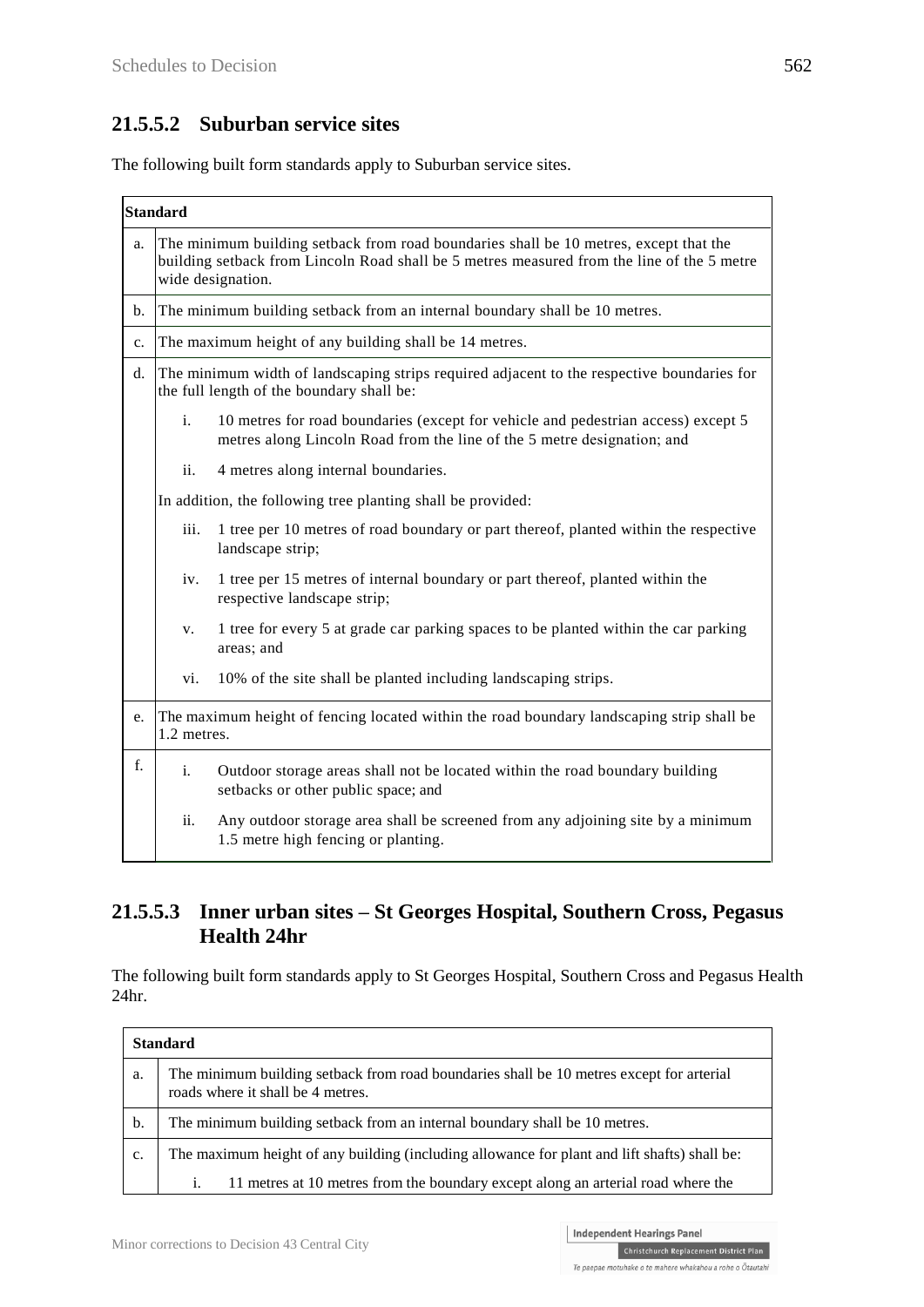### 21.5.5.2 Suburban service sites

The following built form standards apply to Suburban service sites.

| | Standard |
|---|---|
| a. | The minimum building setback from road boundaries shall be 10 metres, except that the building setback from Lincoln Road shall be 5 metres measured from the line of the 5 metre wide designation. |
| b. | The minimum building setback from an internal boundary shall be 10 metres. |
| c. | The maximum height of any building shall be 14 metres. |
| d. | The minimum width of landscaping strips required adjacent to the respective boundaries for the full length of the boundary shall be:<br>i. 10 metres for road boundaries (except for vehicle and pedestrian access) except 5 metres along Lincoln Road from the line of the 5 metre designation; and<br>ii. 4 metres along internal boundaries.<br>In addition, the following tree planting shall be provided:<br>iii. 1 tree per 10 metres of road boundary or part thereof, planted within the respective landscape strip;<br>iv. 1 tree per 15 metres of internal boundary or part thereof, planted within the respective landscape strip;<br>v. 1 tree for every 5 at grade car parking spaces to be planted within the car parking areas; and<br>vi. 10% of the site shall be planted including landscaping strips. |
| e. | The maximum height of fencing located within the road boundary landscaping strip shall be 1.2 metres. |
| f. | i. Outdoor storage areas shall not be located within the road boundary building setbacks or other public space; and<br>ii. Any outdoor storage area shall be screened from any adjoining site by a minimum 1.5 metre high fencing or planting. |

### 21.5.5.3 Inner urban sites – St Georges Hospital, Southern Cross, Pegasus Health 24hr

The following built form standards apply to St Georges Hospital, Southern Cross and Pegasus Health 24hr.

| | Standard |
|---|---|
| a. | The minimum building setback from road boundaries shall be 10 metres except for arterial roads where it shall be 4 metres. |
| b. | The minimum building setback from an internal boundary shall be 10 metres. |
| c. | The maximum height of any building (including allowance for plant and lift shafts) shall be:<br>i. 11 metres at 10 metres from the boundary except along an arterial road where the |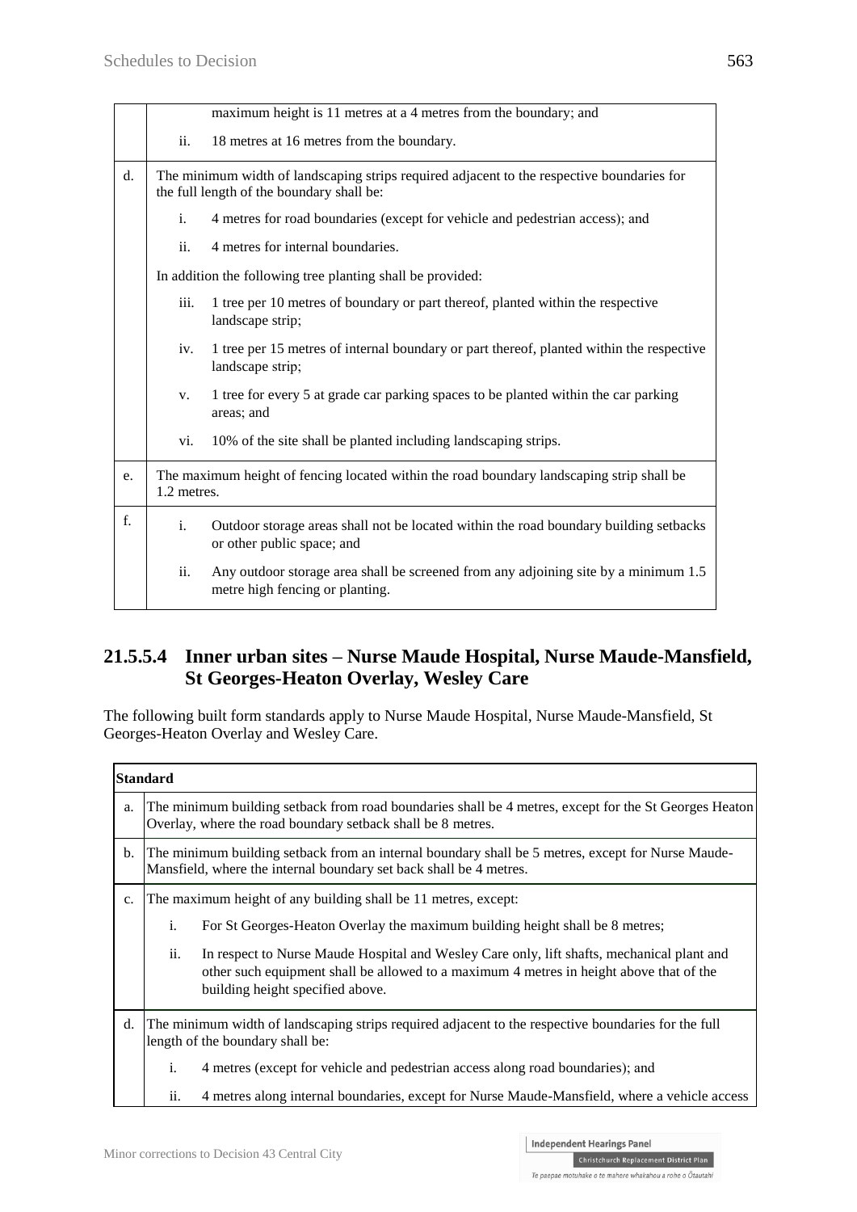| | |
|---|---|
| | maximum height is 11 metres at a 4 metres from the boundary; and<br><br>ii. 18 metres at 16 metres from the boundary. |
| d. | The minimum width of landscaping strips required adjacent to the respective boundaries for the full length of the boundary shall be:<br><br>i. 4 metres for road boundaries (except for vehicle and pedestrian access); and<br><br>ii. 4 metres for internal boundaries.<br><br>In addition the following tree planting shall be provided:<br><br>iii. 1 tree per 10 metres of boundary or part thereof, planted within the respective landscape strip;<br><br>iv. 1 tree per 15 metres of internal boundary or part thereof, planted within the respective landscape strip;<br><br>v. 1 tree for every 5 at grade car parking spaces to be planted within the car parking areas; and<br><br>vi. 10% of the site shall be planted including landscaping strips. |
| e. | The maximum height of fencing located within the road boundary landscaping strip shall be 1.2 metres. |
| f. | i. Outdoor storage areas shall not be located within the road boundary building setbacks or other public space; and<br><br>ii. Any outdoor storage area shall be screened from any adjoining site by a minimum 1.5 metre high fencing or planting. |

### 21.5.5.4 Inner urban sites – Nurse Maude Hospital, Nurse Maude-Mansfield, St Georges-Heaton Overlay, Wesley Care

The following built form standards apply to Nurse Maude Hospital, Nurse Maude-Mansfield, St Georges-Heaton Overlay and Wesley Care.

| | Standard |
|---|---|
| a. | The minimum building setback from road boundaries shall be 4 metres, except for the St Georges Heaton Overlay, where the road boundary setback shall be 8 metres. |
| b. | The minimum building setback from an internal boundary shall be 5 metres, except for Nurse Maude-Mansfield, where the internal boundary set back shall be 4 metres. |
| c. | The maximum height of any building shall be 11 metres, except:<br><br>i. For St Georges-Heaton Overlay the maximum building height shall be 8 metres;<br><br>ii. In respect to Nurse Maude Hospital and Wesley Care only, lift shafts, mechanical plant and other such equipment shall be allowed to a maximum 4 metres in height above that of the building height specified above. |
| d. | The minimum width of landscaping strips required adjacent to the respective boundaries for the full length of the boundary shall be:<br><br>i. 4 metres (except for vehicle and pedestrian access along road boundaries); and<br><br>ii. 4 metres along internal boundaries, except for Nurse Maude-Mansfield, where a vehicle access |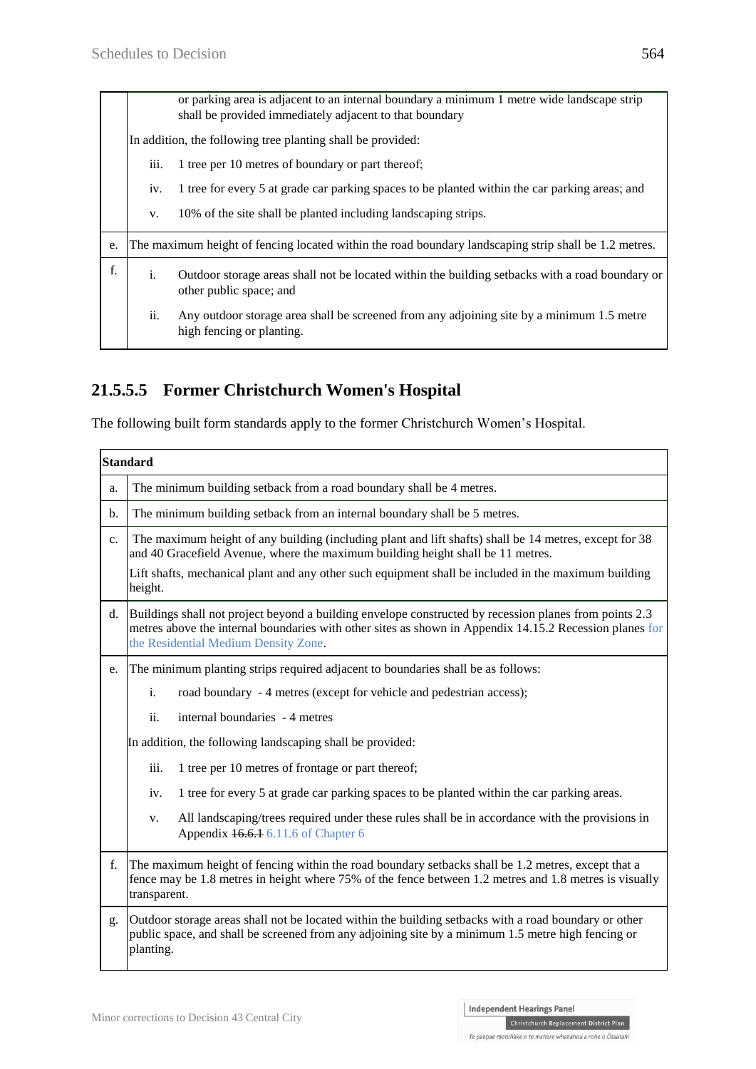| | |
|---|---|
| | or parking area is adjacent to an internal boundary a minimum 1 metre wide landscape strip shall be provided immediately adjacent to that boundary<br><br>In addition, the following tree planting shall be provided:<br><br>iii. 1 tree per 10 metres of boundary or part thereof;<br><br>iv. 1 tree for every 5 at grade car parking spaces to be planted within the car parking areas; and<br><br>v. 10% of the site shall be planted including landscaping strips. |
| e. | The maximum height of fencing located within the road boundary landscaping strip shall be 1.2 metres. |
| f. | i. Outdoor storage areas shall not be located within the building setbacks with a road boundary or other public space; and<br><br>ii. Any outdoor storage area shall be screened from any adjoining site by a minimum 1.5 metre high fencing or planting. |

### 21.5.5.5 Former Christchurch Women's Hospital

The following built form standards apply to the former Christchurch Women's Hospital.

| Standard | |
|---|---|
| a. | The minimum building setback from a road boundary shall be 4 metres. |
| b. | The minimum building setback from an internal boundary shall be 5 metres. |
| c. | The maximum height of any building (including plant and lift shafts) shall be 14 metres, except for 38 and 40 Gracefield Avenue, where the maximum building height shall be 11 metres.<br><br>Lift shafts, mechanical plant and any other such equipment shall be included in the maximum building height. |
| d. | Buildings shall not project beyond a building envelope constructed by recession planes from points 2.3 metres above the internal boundaries with other sites as shown in Appendix 14.15.2 Recession planes for the Residential Medium Density Zone. |
| e. | The minimum planting strips required adjacent to boundaries shall be as follows:<br><br>i. road boundary - 4 metres (except for vehicle and pedestrian access);<br><br>ii. internal boundaries - 4 metres<br><br>In addition, the following landscaping shall be provided:<br><br>iii. 1 tree per 10 metres of frontage or part thereof;<br><br>iv. 1 tree for every 5 at grade car parking spaces to be planted within the car parking areas.<br><br>v. All landscaping/trees required under these rules shall be in accordance with the provisions in Appendix ~~16.6.1~~ 6.11.6 of Chapter 6 |
| f. | The maximum height of fencing within the road boundary setbacks shall be 1.2 metres, except that a fence may be 1.8 metres in height where 75% of the fence between 1.2 metres and 1.8 metres is visually transparent. |
| g. | Outdoor storage areas shall not be located within the building setbacks with a road boundary or other public space, and shall be screened from any adjoining site by a minimum 1.5 metre high fencing or planting. |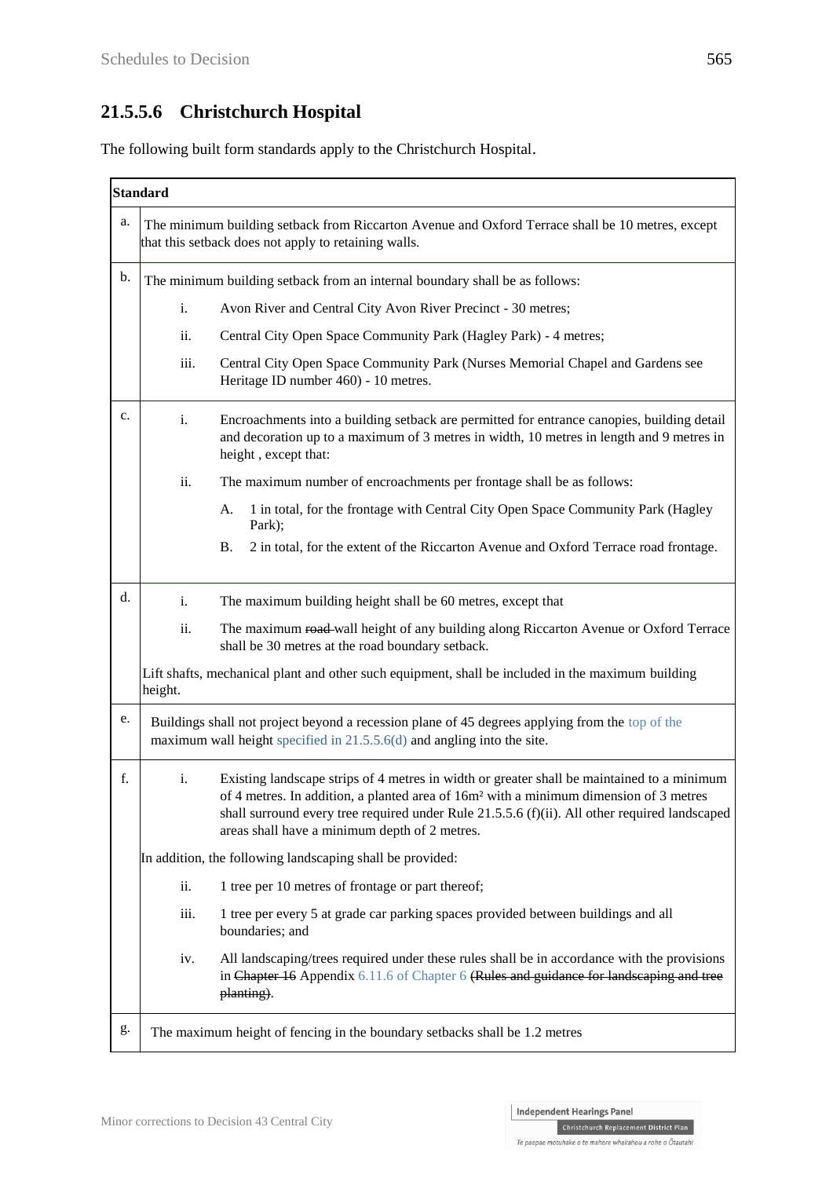### 21.5.5.6 Christchurch Hospital

The following built form standards apply to the Christchurch Hospital.

| | Standard |
|---|---|
| a. | The minimum building setback from Riccarton Avenue and Oxford Terrace shall be 10 metres, except that this setback does not apply to retaining walls. |
| b. | The minimum building setback from an internal boundary shall be as follows:<br>i. Avon River and Central City Avon River Precinct - 30 metres;<br>ii. Central City Open Space Community Park (Hagley Park) - 4 metres;<br>iii. Central City Open Space Community Park (Nurses Memorial Chapel and Gardens see Heritage ID number 460) - 10 metres. |
| c. | i. Encroachments into a building setback are permitted for entrance canopies, building detail and decoration up to a maximum of 3 metres in width, 10 metres in length and 9 metres in height , except that:<br>ii. The maximum number of encroachments per frontage shall be as follows:<br>A. 1 in total, for the frontage with Central City Open Space Community Park (Hagley Park);<br>B. 2 in total, for the extent of the Riccarton Avenue and Oxford Terrace road frontage. |
| d. | i. The maximum building height shall be 60 metres, except that<br>ii. The maximum ~~road~~ wall height of any building along Riccarton Avenue or Oxford Terrace shall be 30 metres at the road boundary setback.<br>Lift shafts, mechanical plant and other such equipment, shall be included in the maximum building height. |
| e. | Buildings shall not project beyond a recession plane of 45 degrees applying from the top of the maximum wall height specified in 21.5.5.6(d) and angling into the site. |
| f. | i. Existing landscape strips of 4 metres in width or greater shall be maintained to a minimum of 4 metres. In addition, a planted area of 16m² with a minimum dimension of 3 metres shall surround every tree required under Rule 21.5.5.6 (f)(ii). All other required landscaped areas shall have a minimum depth of 2 metres.<br>In addition, the following landscaping shall be provided:<br>ii. 1 tree per 10 metres of frontage or part thereof;<br>iii. 1 tree per every 5 at grade car parking spaces provided between buildings and all boundaries; and<br>iv. All landscaping/trees required under these rules shall be in accordance with the provisions in ~~Chapter 16~~ Appendix 6.11.6 of Chapter 6 ~~(Rules and guidance for landscaping and tree planting)~~. |
| g. | The maximum height of fencing in the boundary setbacks shall be 1.2 metres |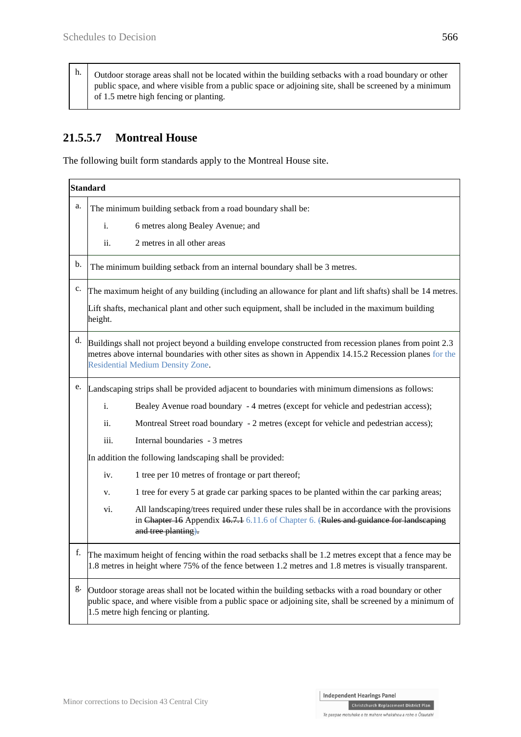| h. | Outdoor storage areas shall not be located within the building setbacks with a road boundary or other public space, and where visible from a public space or adjoining site, shall be screened by a minimum of 1.5 metre high fencing or planting. |
|---|---|

### 21.5.5.7 Montreal House

The following built form standards apply to the Montreal House site.

| Standard | |
|---|---|
| a. | The minimum building setback from a road boundary shall be:<br>i. 6 metres along Bealey Avenue; and<br>ii. 2 metres in all other areas |
| b. | The minimum building setback from an internal boundary shall be 3 metres. |
| c. | The maximum height of any building (including an allowance for plant and lift shafts) shall be 14 metres.<br>Lift shafts, mechanical plant and other such equipment, shall be included in the maximum building height. |
| d. | Buildings shall not project beyond a building envelope constructed from recession planes from point 2.3 metres above internal boundaries with other sites as shown in Appendix 14.15.2 Recession planes for the Residential Medium Density Zone. |
| e. | Landscaping strips shall be provided adjacent to boundaries with minimum dimensions as follows:<br>i. Bealey Avenue road boundary - 4 metres (except for vehicle and pedestrian access);<br>ii. Montreal Street road boundary - 2 metres (except for vehicle and pedestrian access);<br>iii. Internal boundaries - 3 metres<br>In addition the following landscaping shall be provided:<br>iv. 1 tree per 10 metres of frontage or part thereof;<br>v. 1 tree for every 5 at grade car parking spaces to be planted within the car parking areas;<br>vi. All landscaping/trees required under these rules shall be in accordance with the provisions in ~~Chapter 16~~ Appendix ~~16.7.1~~ 6.11.6 of Chapter 6. (~~Rules and guidance for landscaping and tree planting~~)~~.~~ |
| f. | The maximum height of fencing within the road setbacks shall be 1.2 metres except that a fence may be 1.8 metres in height where 75% of the fence between 1.2 metres and 1.8 metres is visually transparent. |
| g. | Outdoor storage areas shall not be located within the building setbacks with a road boundary or other public space, and where visible from a public space or adjoining site, shall be screened by a minimum of 1.5 metre high fencing or planting. |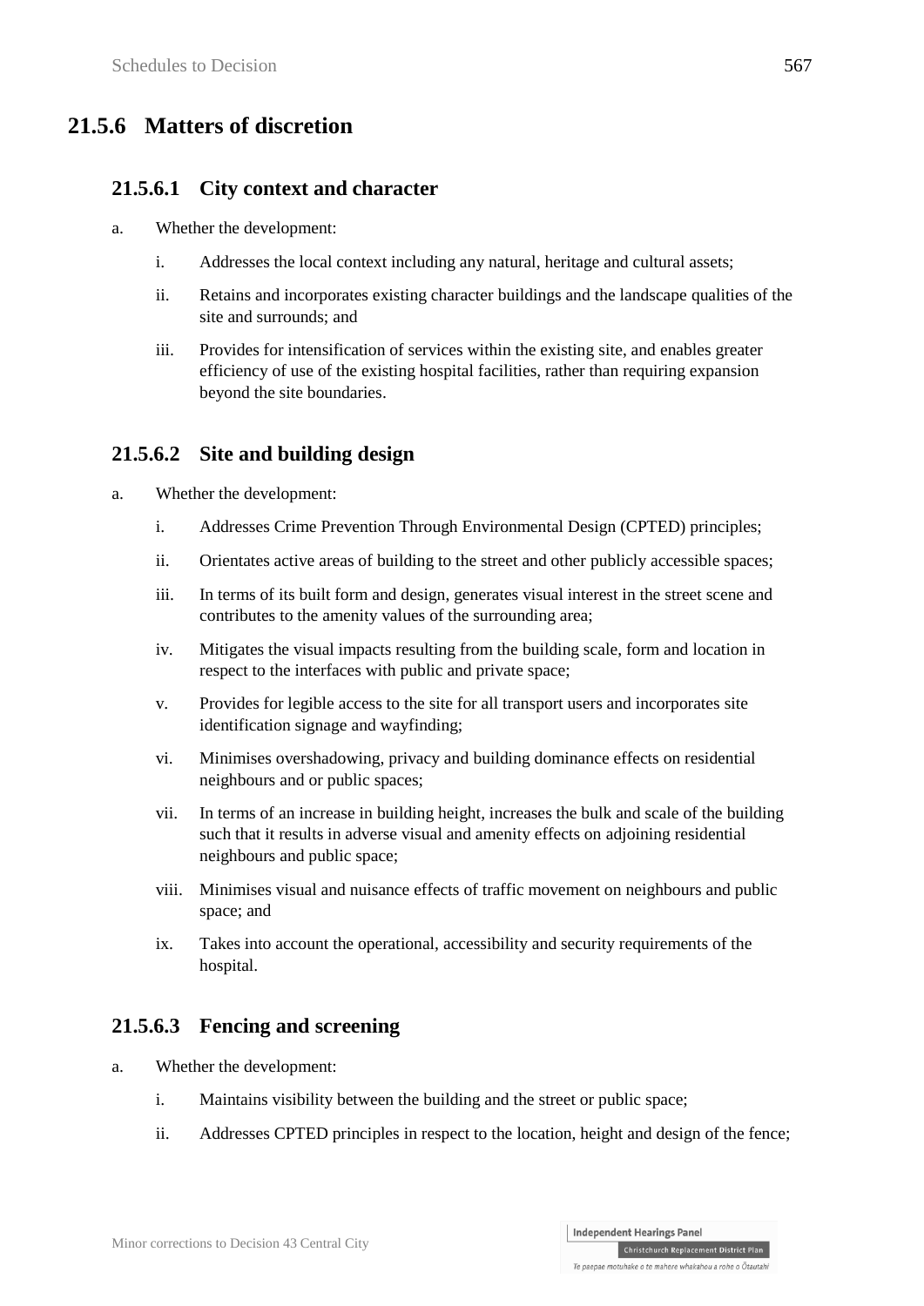## 21.5.6 Matters of discretion

### 21.5.6.1 City context and character

a. Whether the development:

   i. Addresses the local context including any natural, heritage and cultural assets;

   ii. Retains and incorporates existing character buildings and the landscape qualities of the site and surrounds; and

   iii. Provides for intensification of services within the existing site, and enables greater efficiency of use of the existing hospital facilities, rather than requiring expansion beyond the site boundaries.

### 21.5.6.2 Site and building design

a. Whether the development:

   i. Addresses Crime Prevention Through Environmental Design (CPTED) principles;

   ii. Orientates active areas of building to the street and other publicly accessible spaces;

   iii. In terms of its built form and design, generates visual interest in the street scene and contributes to the amenity values of the surrounding area;

   iv. Mitigates the visual impacts resulting from the building scale, form and location in respect to the interfaces with public and private space;

   v. Provides for legible access to the site for all transport users and incorporates site identification signage and wayfinding;

   vi. Minimises overshadowing, privacy and building dominance effects on residential neighbours and or public spaces;

   vii. In terms of an increase in building height, increases the bulk and scale of the building such that it results in adverse visual and amenity effects on adjoining residential neighbours and public space;

   viii. Minimises visual and nuisance effects of traffic movement on neighbours and public space; and

   ix. Takes into account the operational, accessibility and security requirements of the hospital.

### 21.5.6.3 Fencing and screening

a. Whether the development:

   i. Maintains visibility between the building and the street or public space;

   ii. Addresses CPTED principles in respect to the location, height and design of the fence;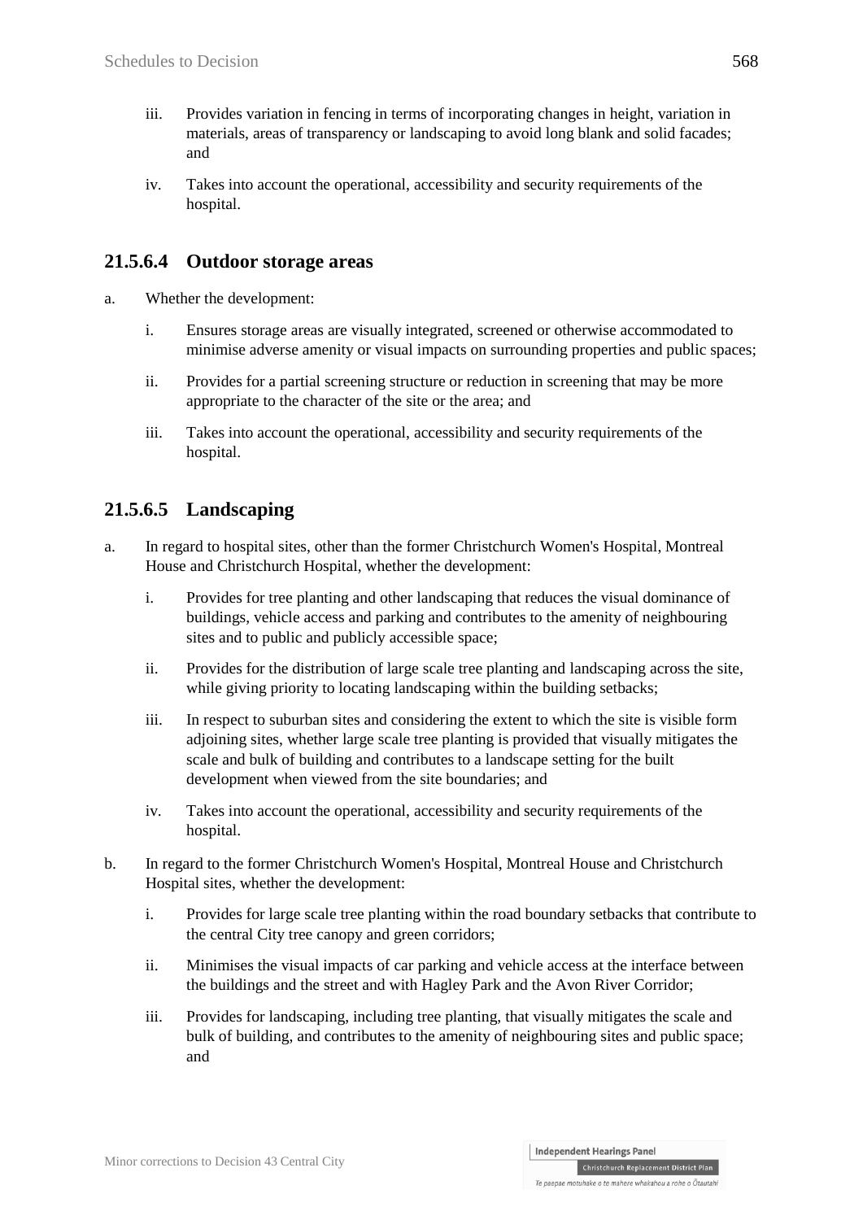iii. Provides variation in fencing in terms of incorporating changes in height, variation in materials, areas of transparency or landscaping to avoid long blank and solid facades; and

iv. Takes into account the operational, accessibility and security requirements of the hospital.

## 21.5.6.4 Outdoor storage areas

a. Whether the development:

   i. Ensures storage areas are visually integrated, screened or otherwise accommodated to minimise adverse amenity or visual impacts on surrounding properties and public spaces;

   ii. Provides for a partial screening structure or reduction in screening that may be more appropriate to the character of the site or the area; and

   iii. Takes into account the operational, accessibility and security requirements of the hospital.

## 21.5.6.5 Landscaping

a. In regard to hospital sites, other than the former Christchurch Women's Hospital, Montreal House and Christchurch Hospital, whether the development:

   i. Provides for tree planting and other landscaping that reduces the visual dominance of buildings, vehicle access and parking and contributes to the amenity of neighbouring sites and to public and publicly accessible space;

   ii. Provides for the distribution of large scale tree planting and landscaping across the site, while giving priority to locating landscaping within the building setbacks;

   iii. In respect to suburban sites and considering the extent to which the site is visible form adjoining sites, whether large scale tree planting is provided that visually mitigates the scale and bulk of building and contributes to a landscape setting for the built development when viewed from the site boundaries; and

   iv. Takes into account the operational, accessibility and security requirements of the hospital.

b. In regard to the former Christchurch Women's Hospital, Montreal House and Christchurch Hospital sites, whether the development:

   i. Provides for large scale tree planting within the road boundary setbacks that contribute to the central City tree canopy and green corridors;

   ii. Minimises the visual impacts of car parking and vehicle access at the interface between the buildings and the street and with Hagley Park and the Avon River Corridor;

   iii. Provides for landscaping, including tree planting, that visually mitigates the scale and bulk of building, and contributes to the amenity of neighbouring sites and public space; and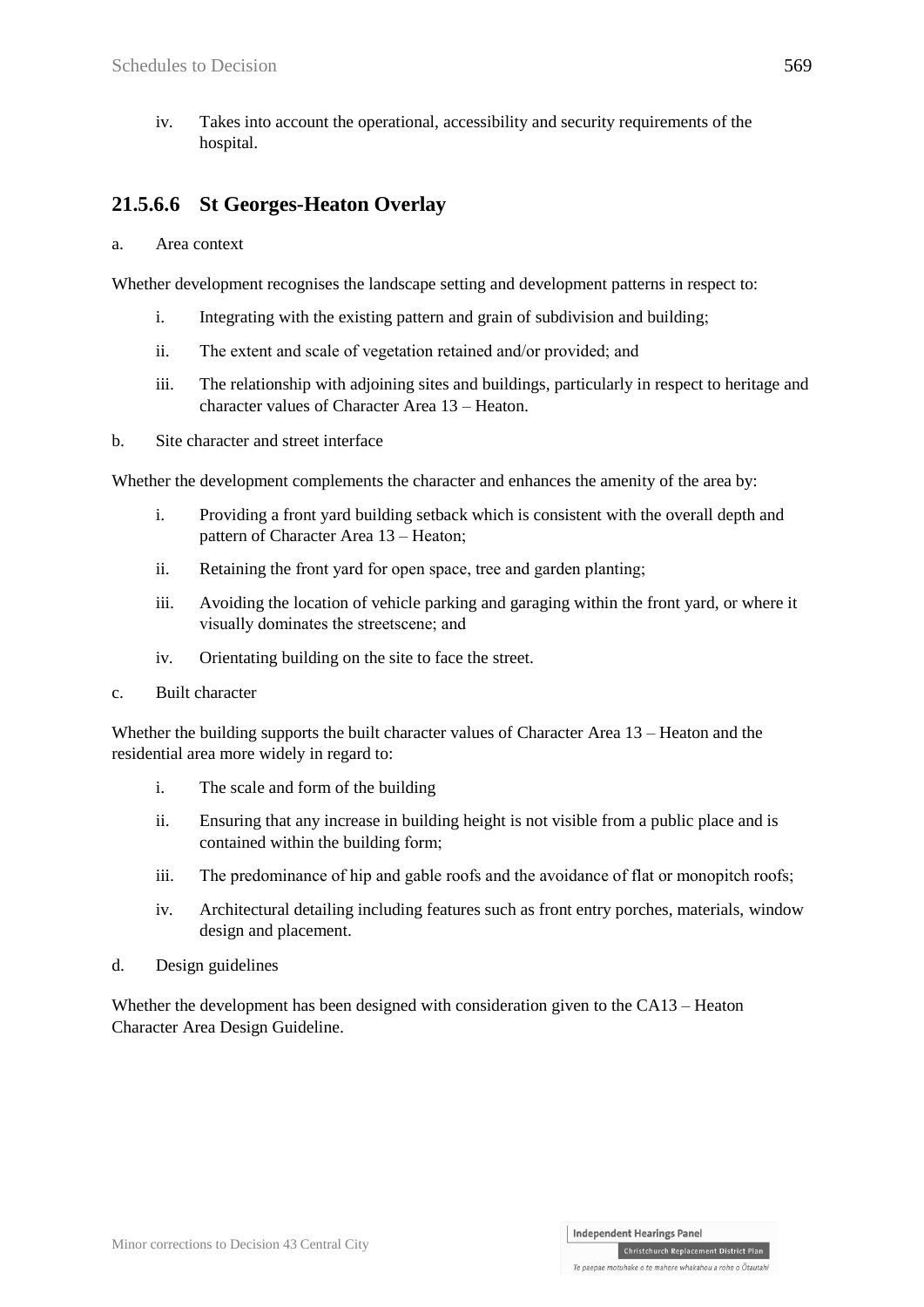iv. Takes into account the operational, accessibility and security requirements of the hospital.

## 21.5.6.6 St Georges-Heaton Overlay

a. Area context

Whether development recognises the landscape setting and development patterns in respect to:

i. Integrating with the existing pattern and grain of subdivision and building;

ii. The extent and scale of vegetation retained and/or provided; and

iii. The relationship with adjoining sites and buildings, particularly in respect to heritage and character values of Character Area 13 – Heaton.

b. Site character and street interface

Whether the development complements the character and enhances the amenity of the area by:

i. Providing a front yard building setback which is consistent with the overall depth and pattern of Character Area 13 – Heaton;

ii. Retaining the front yard for open space, tree and garden planting;

iii. Avoiding the location of vehicle parking and garaging within the front yard, or where it visually dominates the streetscene; and

iv. Orientating building on the site to face the street.

c. Built character

Whether the building supports the built character values of Character Area 13 – Heaton and the residential area more widely in regard to:

i. The scale and form of the building

ii. Ensuring that any increase in building height is not visible from a public place and is contained within the building form;

iii. The predominance of hip and gable roofs and the avoidance of flat or monopitch roofs;

iv. Architectural detailing including features such as front entry porches, materials, window design and placement.

d. Design guidelines

Whether the development has been designed with consideration given to the CA13 – Heaton Character Area Design Guideline.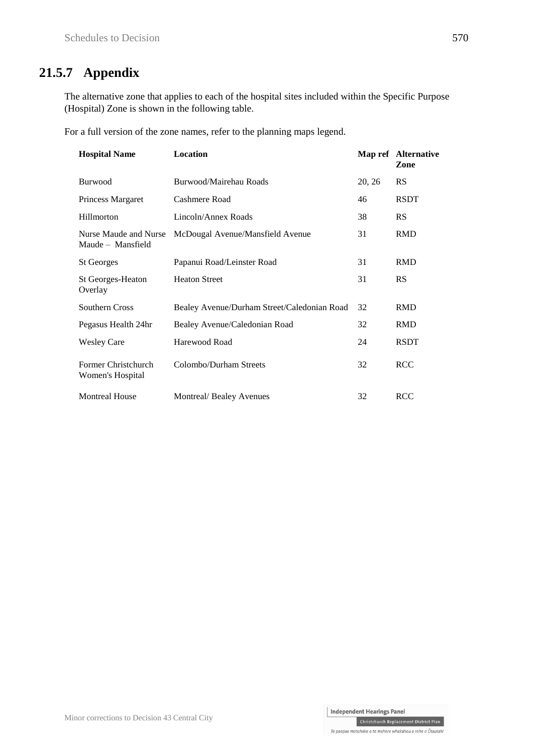## 21.5.7 Appendix

The alternative zone that applies to each of the hospital sites included within the Specific Purpose (Hospital) Zone is shown in the following table.

For a full version of the zone names, refer to the planning maps legend.

| Hospital Name | Location | Map ref | Alternative Zone |
|---|---|---|---|
| Burwood | Burwood/Mairehau Roads | 20, 26 | RS |
| Princess Margaret | Cashmere Road | 46 | RSDT |
| Hillmorton | Lincoln/Annex Roads | 38 | RS |
| Nurse Maude and Nurse Maude – Mansfield | McDougal Avenue/Mansfield Avenue | 31 | RMD |
| St Georges | Papanui Road/Leinster Road | 31 | RMD |
| St Georges-Heaton Overlay | Heaton Street | 31 | RS |
| Southern Cross | Bealey Avenue/Durham Street/Caledonian Road | 32 | RMD |
| Pegasus Health 24hr | Bealey Avenue/Caledonian Road | 32 | RMD |
| Wesley Care | Harewood Road | 24 | RSDT |
| Former Christchurch Women's Hospital | Colombo/Durham Streets | 32 | RCC |
| Montreal House | Montreal/ Bealey Avenues | 32 | RCC |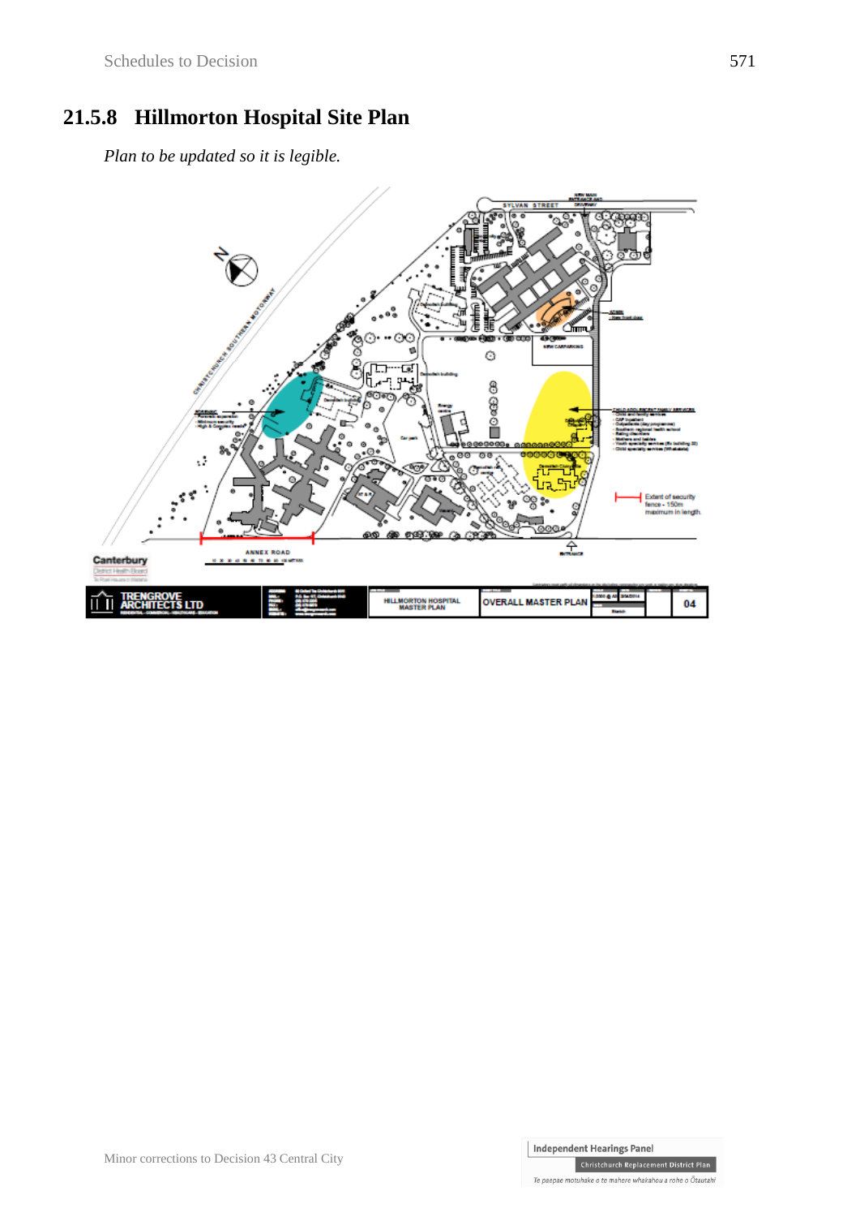## 21.5.8 Hillmorton Hospital Site Plan

*Plan to be updated so it is legible.*

SYLVAN STREET

CHRISTCHURCH SOUTHERN MOTORWAY

ANNEX ROAD

Extent of security fence - 150m maximum in length

Canterbury District Health Board

TRENGROVE ARCHITECTS LTD

HILLMORTON HOSPITAL MASTER PLAN

OVERALL MASTER PLAN

04